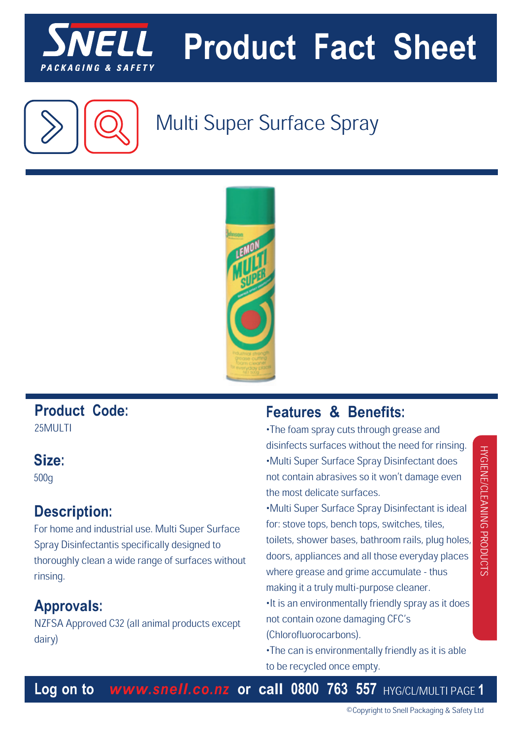# Product Fact Sheet

## Multi Super Surface Spray

### Product Code:

25MULTI

### Size:

500g

### Description:

For home and industrial use. Multi Super Surface Spray Disinfectantis specifically designed to thoroughly clean a wide range of surfaces without rinsing.

### Approvals:

NZFSA Approved C32 (all animal products except dairy)

### Features & Benefits:

•The foam spray cuts through grease and disinfects surfaces without the need for rinsing.
•Multi Super Surface Spray Disinfectant does not contain abrasives so it won't damage even the most delicate surfaces.
•Multi Super Surface Spray Disinfectant is ideal for: stove tops, bench tops, switches, tiles, toilets, shower bases, bathroom rails, plug holes, doors, appliances and all those everyday places where grease and grime accumulate - thus making it a truly multi-purpose cleaner.
•It is an environmentally friendly spray as it does not contain ozone damaging CFC's (Chlorofluorocarbons).
•The can is environmentally friendly as it is able to be recycled once empty.

HYGIENE/CLEANING PRODUCTS

**Log on to www.snell.co.nz or call 0800 763 557** HYG/CL/MULTI

©Copyright to Snell Packaging & Safety Ltd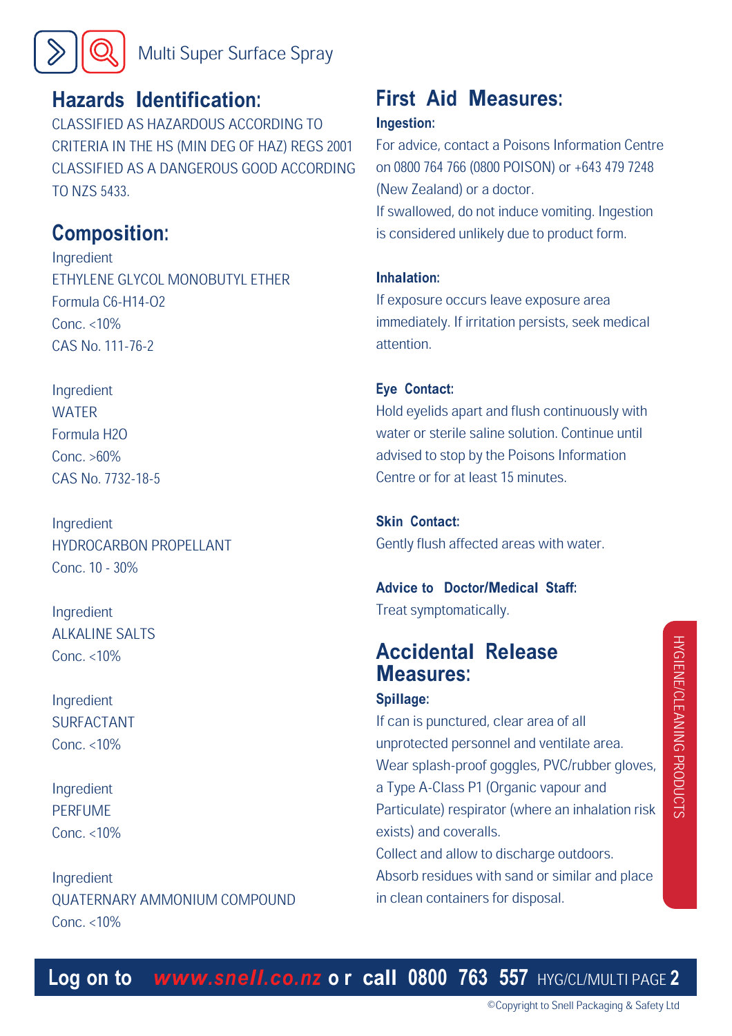## Hazards Identification:

CLASSIFIED AS HAZARDOUS ACCORDING TO CRITERIA IN THE HS (MIN DEG OF HAZ) REGS 2001 CLASSIFIED AS A DANGEROUS GOOD ACCORDING TO NZS 5433.

## Composition:

Ingredient
ETHYLENE GLYCOL MONOBUTYL ETHER
Formula C6-H14-O2
Conc. <10%
CAS No. 111-76-2

Ingredient
WATER
Formula H2O
Conc. >60%
CAS No. 7732-18-5

Ingredient
HYDROCARBON PROPELLANT
Conc. 10 - 30%

Ingredient
ALKALINE SALTS
Conc. <10%

Ingredient
SURFACTANT
Conc. <10%

Ingredient
PERFUME
Conc. <10%

Ingredient
QUATERNARY AMMONIUM COMPOUND
Conc. <10%

## First Aid Measures:

### Ingestion:

For advice, contact a Poisons Information Centre on 0800 764 766 (0800 POISON) or +643 479 7248 (New Zealand) or a doctor.
If swallowed, do not induce vomiting. Ingestion is considered unlikely due to product form.

### Inhalation:

If exposure occurs leave exposure area immediately. If irritation persists, seek medical attention.

### Eye Contact:

Hold eyelids apart and flush continuously with water or sterile saline solution. Continue until advised to stop by the Poisons Information Centre or for at least 15 minutes.

### Skin Contact:

Gently flush affected areas with water.

### Advice to Doctor/Medical Staff:

Treat symptomatically.

## Accidental Release Measures:

### Spillage:

If can is punctured, clear area of all unprotected personnel and ventilate area.
Wear splash-proof goggles, PVC/rubber gloves, a Type A-Class P1 (Organic vapour and Particulate) respirator (where an inhalation risk exists) and coveralls.
Collect and allow to discharge outdoors.
Absorb residues with sand or similar and place in clean containers for disposal.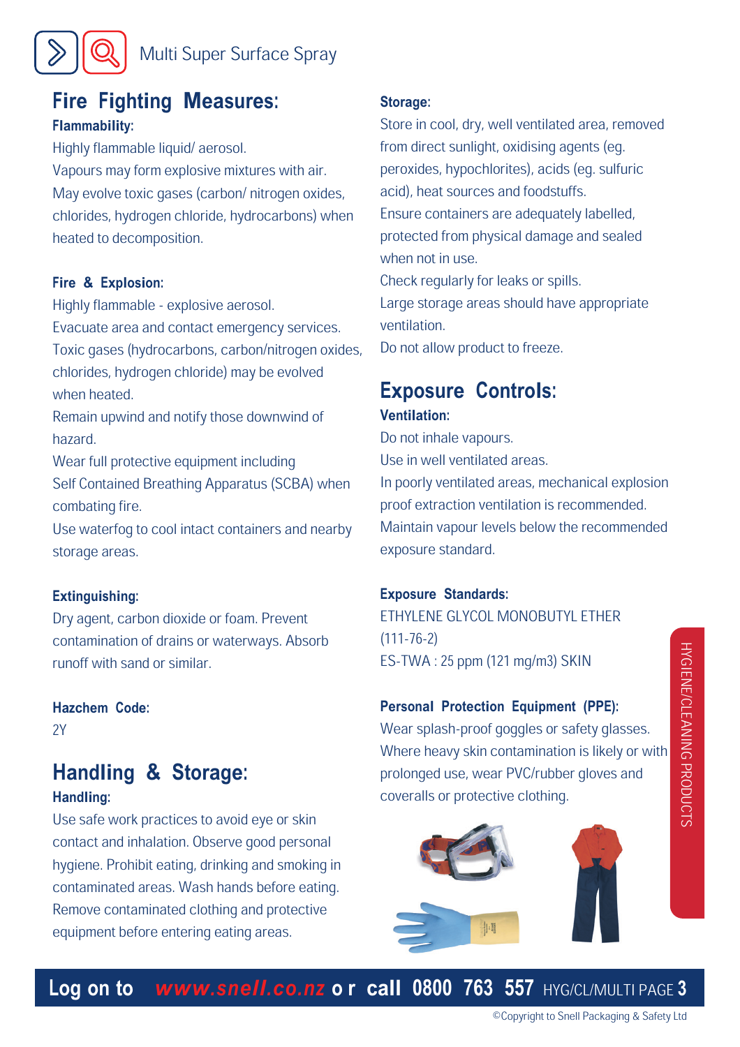# Multi Super Surface Spray

## Fire Fighting Measures:

### Flammability:

Highly flammable liquid/ aerosol.
Vapours may form explosive mixtures with air.
May evolve toxic gases (carbon/ nitrogen oxides, chlorides, hydrogen chloride, hydrocarbons) when heated to decomposition.

### Fire & Explosion:

Highly flammable - explosive aerosol.
Evacuate area and contact emergency services.
Toxic gases (hydrocarbons, carbon/nitrogen oxides, chlorides, hydrogen chloride) may be evolved when heated.
Remain upwind and notify those downwind of hazard.
Wear full protective equipment including Self Contained Breathing Apparatus (SCBA) when combating fire.
Use waterfog to cool intact containers and nearby storage areas.

### Extinguishing:

Dry agent, carbon dioxide or foam. Prevent contamination of drains or waterways. Absorb runoff with sand or similar.

### Hazchem Code:

2Y

## Handling & Storage:

### Handling:

Use safe work practices to avoid eye or skin contact and inhalation. Observe good personal hygiene. Prohibit eating, drinking and smoking in contaminated areas. Wash hands before eating. Remove contaminated clothing and protective equipment before entering eating areas.

### Storage:

Store in cool, dry, well ventilated area, removed from direct sunlight, oxidising agents (eg. peroxides, hypochlorites), acids (eg. sulfuric acid), heat sources and foodstuffs.
Ensure containers are adequately labelled, protected from physical damage and sealed when not in use.
Check regularly for leaks or spills.
Large storage areas should have appropriate ventilation.
Do not allow product to freeze.

## Exposure Controls:

### Ventilation:

Do not inhale vapours.
Use in well ventilated areas.
In poorly ventilated areas, mechanical explosion proof extraction ventilation is recommended.
Maintain vapour levels below the recommended exposure standard.

### Exposure Standards:

ETHYLENE GLYCOL MONOBUTYL ETHER (111-76-2)
ES-TWA : 25 ppm (121 mg/m3) SKIN

### Personal Protection Equipment (PPE):

Wear splash-proof goggles or safety glasses.
Where heavy skin contamination is likely or with prolonged use, wear PVC/rubber gloves and coveralls or protective clothing.

HYGIENE/CLEANING PRODUCTS

Log on to www.snell.co.nz or call 0800 763 557

©Copyright to Snell Packaging & Safety Ltd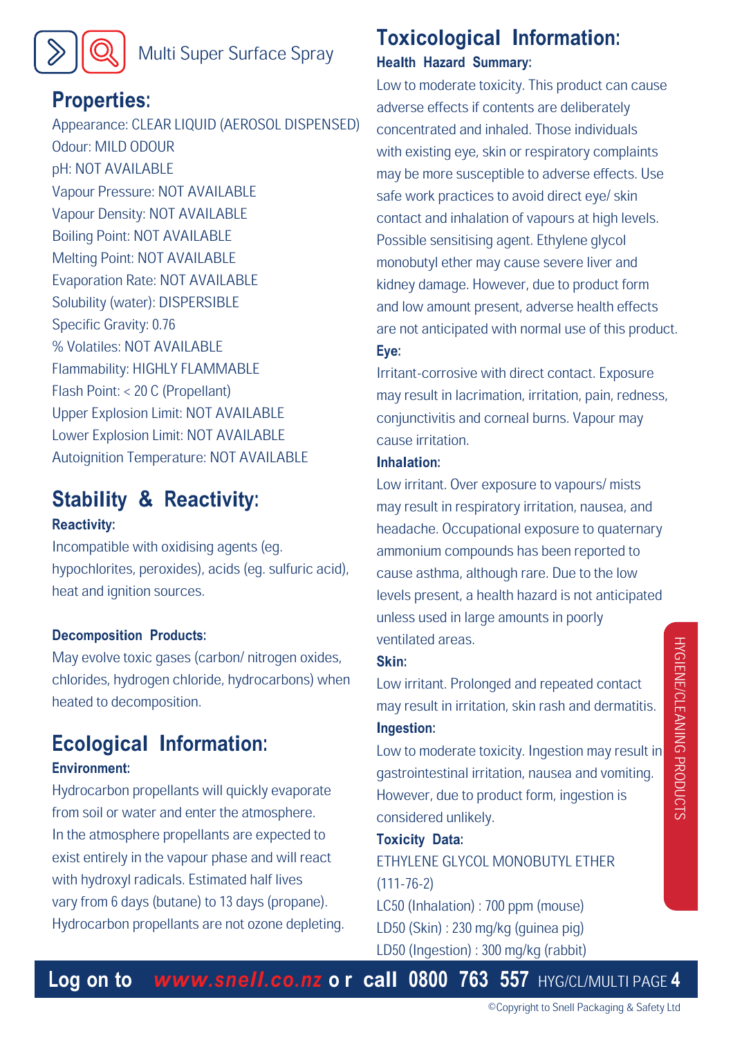Multi Super Surface Spray

## Properties:

Appearance: CLEAR LIQUID (AEROSOL DISPENSED)
Odour: MILD ODOUR
pH: NOT AVAILABLE
Vapour Pressure: NOT AVAILABLE
Vapour Density: NOT AVAILABLE
Boiling Point: NOT AVAILABLE
Melting Point: NOT AVAILABLE
Evaporation Rate: NOT AVAILABLE
Solubility (water): DISPERSIBLE
Specific Gravity: 0.76
% Volatiles: NOT AVAILABLE
Flammability: HIGHLY FLAMMABLE
Flash Point: < 20 C (Propellant)
Upper Explosion Limit: NOT AVAILABLE
Lower Explosion Limit: NOT AVAILABLE
Autoignition Temperature: NOT AVAILABLE

## Stability & Reactivity:

**Reactivity:**

Incompatible with oxidising agents (eg. hypochlorites, peroxides), acids (eg. sulfuric acid), heat and ignition sources.

**Decomposition Products:**

May evolve toxic gases (carbon/ nitrogen oxides, chlorides, hydrogen chloride, hydrocarbons) when heated to decomposition.

## Ecological Information:

**Environment:**

Hydrocarbon propellants will quickly evaporate from soil or water and enter the atmosphere. In the atmosphere propellants are expected to exist entirely in the vapour phase and will react with hydroxyl radicals. Estimated half lives vary from 6 days (butane) to 13 days (propane). Hydrocarbon propellants are not ozone depleting.

## Toxicological Information:

**Health Hazard Summary:**

Low to moderate toxicity. This product can cause adverse effects if contents are deliberately concentrated and inhaled. Those individuals with existing eye, skin or respiratory complaints may be more susceptible to adverse effects. Use safe work practices to avoid direct eye/ skin contact and inhalation of vapours at high levels. Possible sensitising agent. Ethylene glycol monobutyl ether may cause severe liver and kidney damage. However, due to product form and low amount present, adverse health effects are not anticipated with normal use of this product.

**Eye:**

Irritant-corrosive with direct contact. Exposure may result in lacrimation, irritation, pain, redness, conjunctivitis and corneal burns. Vapour may cause irritation.

**Inhalation:**

Low irritant. Over exposure to vapours/ mists may result in respiratory irritation, nausea, and headache. Occupational exposure to quaternary ammonium compounds has been reported to cause asthma, although rare. Due to the low levels present, a health hazard is not anticipated unless used in large amounts in poorly ventilated areas.

**Skin:**

Low irritant. Prolonged and repeated contact may result in irritation, skin rash and dermatitis.

**Ingestion:**

Low to moderate toxicity. Ingestion may result in gastrointestinal irritation, nausea and vomiting. However, due to product form, ingestion is considered unlikely.

**Toxicity Data:**

ETHYLENE GLYCOL MONOBUTYL ETHER (111-76-2)
LC50 (Inhalation) : 700 ppm (mouse)
LD50 (Skin) : 230 mg/kg (guinea pig)
LD50 (Ingestion) : 300 mg/kg (rabbit)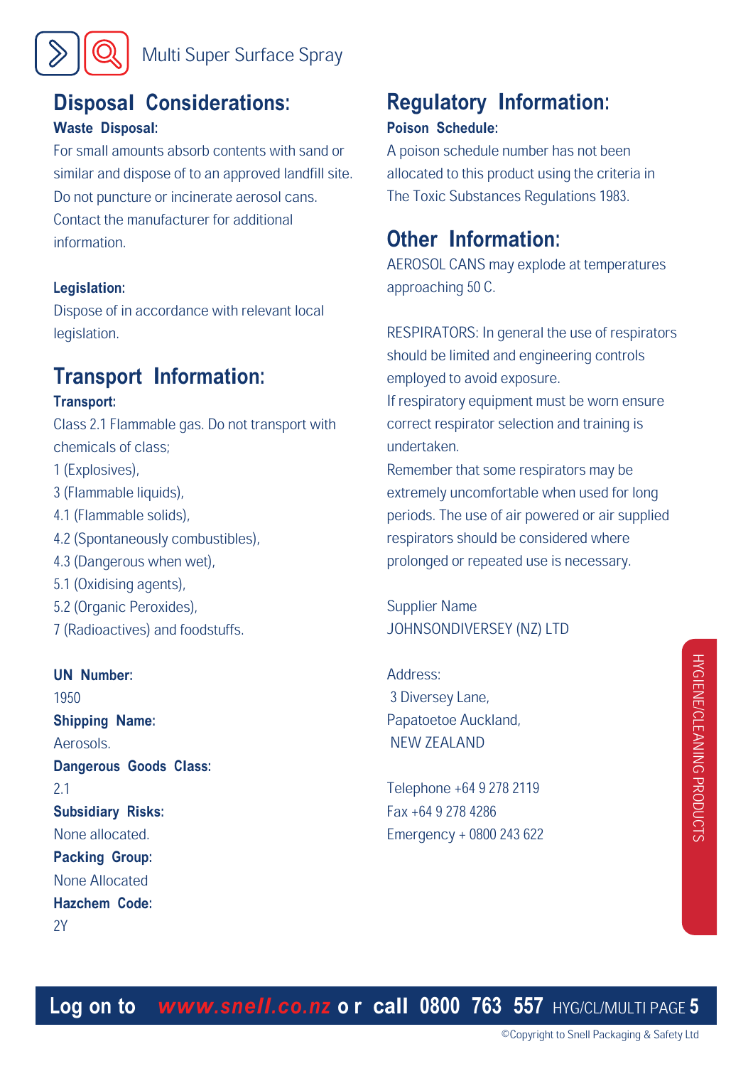# Multi Super Surface Spray

## Disposal Considerations:

**Waste Disposal:**

For small amounts absorb contents with sand or similar and dispose of to an approved landfill site. Do not puncture or incinerate aerosol cans. Contact the manufacturer for additional information.

**Legislation:**

Dispose of in accordance with relevant local legislation.

## Transport Information:

**Transport:**

Class 2.1 Flammable gas. Do not transport with chemicals of class;
1 (Explosives),
3 (Flammable liquids),
4.1 (Flammable solids),
4.2 (Spontaneously combustibles),
4.3 (Dangerous when wet),
5.1 (Oxidising agents),
5.2 (Organic Peroxides),
7 (Radioactives) and foodstuffs.

**UN Number:**
1950

**Shipping Name:**
Aerosols.

**Dangerous Goods Class:**
2.1

**Subsidiary Risks:**
None allocated.

**Packing Group:**
None Allocated

**Hazchem Code:**
2Y

## Regulatory Information:

**Poison Schedule:**

A poison schedule number has not been allocated to this product using the criteria in The Toxic Substances Regulations 1983.

## Other Information:

AEROSOL CANS may explode at temperatures approaching 50 C.

RESPIRATORS: In general the use of respirators should be limited and engineering controls employed to avoid exposure.
If respiratory equipment must be worn ensure correct respirator selection and training is undertaken.
Remember that some respirators may be extremely uncomfortable when used for long periods. The use of air powered or air supplied respirators should be considered where prolonged or repeated use is necessary.

Supplier Name
JOHNSONDIVERSEY (NZ) LTD

Address:
3 Diversey Lane,
Papatoetoe Auckland,
NEW ZEALAND

Telephone +64 9 278 2119
Fax +64 9 278 4286
Emergency + 0800 243 622

HYGIENE/CLEANING PRODUCTS

Log on to www.snell.co.nz or call 0800 763 557